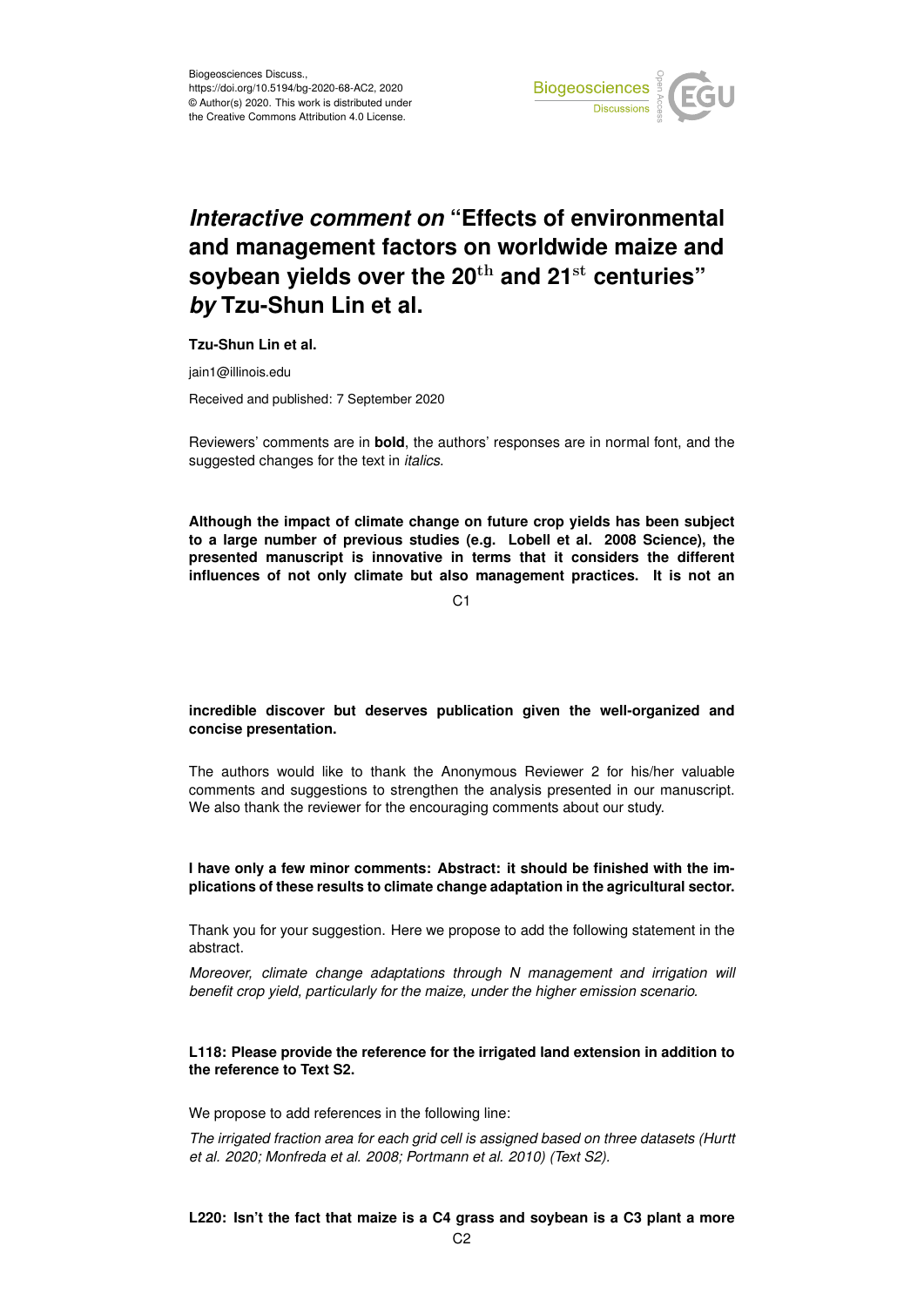Biogeosciences Discuss.,
https://doi.org/10.5194/bg-2020-68-AC2, 2020
© Author(s) 2020. This work is distributed under the Creative Commons Attribution 4.0 License.

# *Interactive comment on* "Effects of environmental and management factors on worldwide maize and soybean yields over the 20$^{th}$ and 21$^{st}$ centuries" *by* Tzu-Shun Lin et al.

**Tzu-Shun Lin et al.**

jain1@illinois.edu

Received and published: 7 September 2020

Reviewers' comments are in **bold**, the authors' responses are in normal font, and the suggested changes for the text in *italics*.

**Although the impact of climate change on future crop yields has been subject to a large number of previous studies (e.g. Lobell et al. 2008 Science), the presented manuscript is innovative in terms that it considers the different influences of not only climate but also management practices. It is not an incredible discover but deserves publication given the well-organized and concise presentation.**

The authors would like to thank the Anonymous Reviewer 2 for his/her valuable comments and suggestions to strengthen the analysis presented in our manuscript. We also thank the reviewer for the encouraging comments about our study.

**I have only a few minor comments: Abstract: it should be finished with the implications of these results to climate change adaptation in the agricultural sector.**

Thank you for your suggestion. Here we propose to add the following statement in the abstract.

*Moreover, climate change adaptations through N management and irrigation will benefit crop yield, particularly for the maize, under the higher emission scenario.*

**L118: Please provide the reference for the irrigated land extension in addition to the reference to Text S2.**

We propose to add references in the following line:

*The irrigated fraction area for each grid cell is assigned based on three datasets (Hurtt et al. 2020; Monfreda et al. 2008; Portmann et al. 2010) (Text S2).*

**L220: Isn't the fact that maize is a C4 grass and soybean is a C3 plant a more**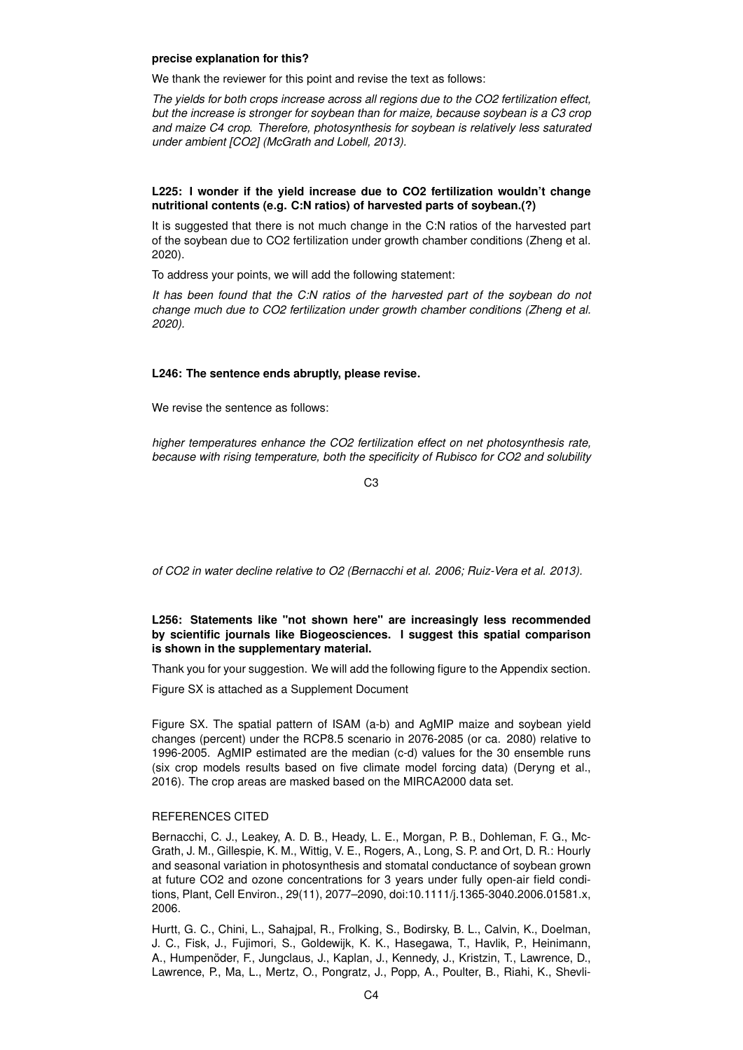**precise explanation for this?**

We thank the reviewer for this point and revise the text as follows:

*The yields for both crops increase across all regions due to the $CO_2$ fertilization effect, but the increase is stronger for soybean than for maize, because soybean is a C3 crop and maize C4 crop. Therefore, photosynthesis for soybean is relatively less saturated under ambient [$CO_2$] (McGrath and Lobell, 2013).*

**L225: I wonder if the yield increase due to $CO_2$ fertilization wouldn't change nutritional contents (e.g. C:N ratios) of harvested parts of soybean.(?)**

It is suggested that there is not much change in the C:N ratios of the harvested part of the soybean due to $CO_2$ fertilization under growth chamber conditions (Zheng et al. 2020).

To address your points, we will add the following statement:

*It has been found that the C:N ratios of the harvested part of the soybean do not change much due to $CO_2$ fertilization under growth chamber conditions (Zheng et al. 2020).*

**L246: The sentence ends abruptly, please revise.**

We revise the sentence as follows:

*higher temperatures enhance the $CO_2$ fertilization effect on net photosynthesis rate, because with rising temperature, both the specificity of Rubisco for $CO_2$ and solubility of $CO_2$ in water decline relative to $O_2$ (Bernacchi et al. 2006; Ruiz-Vera et al. 2013).*

**L256: Statements like "not shown here" are increasingly less recommended by scientific journals like Biogeosciences. I suggest this spatial comparison is shown in the supplementary material.**

Thank you for your suggestion. We will add the following figure to the Appendix section.

Figure SX is attached as a Supplement Document

Figure SX. The spatial pattern of ISAM (a-b) and AgMIP maize and soybean yield changes (percent) under the RCP8.5 scenario in 2076-2085 (or ca. 2080) relative to 1996-2005. AgMIP estimated are the median (c-d) values for the 30 ensemble runs (six crop models results based on five climate model forcing data) (Deryng et al., 2016). The crop areas are masked based on the MIRCA2000 data set.

REFERENCES CITED

Bernacchi, C. J., Leakey, A. D. B., Heady, L. E., Morgan, P. B., Dohleman, F. G., McGrath, J. M., Gillespie, K. M., Wittig, V. E., Rogers, A., Long, S. P. and Ort, D. R.: Hourly and seasonal variation in photosynthesis and stomatal conductance of soybean grown at future $CO_2$ and ozone concentrations for 3 years under fully open-air field conditions, Plant, Cell Environ., 29(11), 2077–2090, doi:10.1111/j.1365-3040.2006.01581.x, 2006.

Hurtt, G. C., Chini, L., Sahajpal, R., Frolking, S., Bodirsky, B. L., Calvin, K., Doelman, J. C., Fisk, J., Fujimori, S., Goldewijk, K. K., Hasegawa, T., Havlik, P., Heinimann, A., Humpenöder, F., Jungclaus, J., Kaplan, J., Kennedy, J., Kristzin, T., Lawrence, D., Lawrence, P., Ma, L., Mertz, O., Pongratz, J., Popp, A., Poulter, B., Riahi, K., Shevli-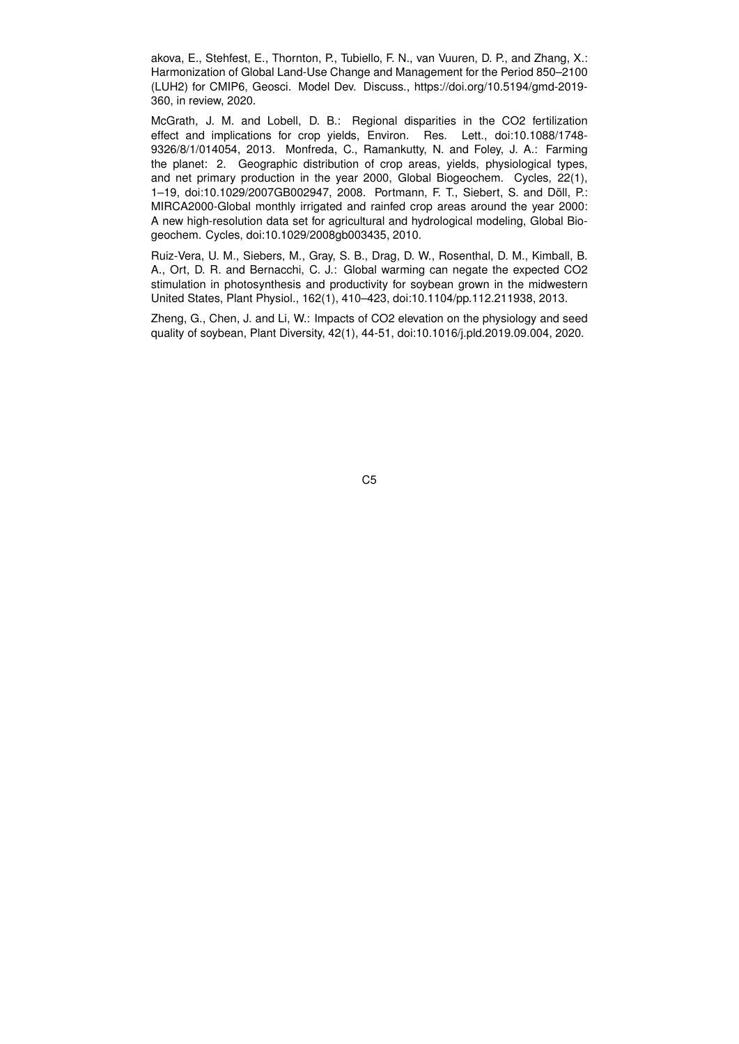akova, E., Stehfest, E., Thornton, P., Tubiello, F. N., van Vuuren, D. P., and Zhang, X.: Harmonization of Global Land-Use Change and Management for the Period 850–2100 (LUH2) for CMIP6, Geosci. Model Dev. Discuss., https://doi.org/10.5194/gmd-2019-360, in review, 2020.

McGrath, J. M. and Lobell, D. B.: Regional disparities in the CO2 fertilization effect and implications for crop yields, Environ. Res. Lett., doi:10.1088/1748-9326/8/1/014054, 2013. Monfreda, C., Ramankutty, N. and Foley, J. A.: Farming the planet: 2. Geographic distribution of crop areas, yields, physiological types, and net primary production in the year 2000, Global Biogeochem. Cycles, 22(1), 1–19, doi:10.1029/2007GB002947, 2008. Portmann, F. T., Siebert, S. and Döll, P.: MIRCA2000-Global monthly irrigated and rainfed crop areas around the year 2000: A new high-resolution data set for agricultural and hydrological modeling, Global Biogeochem. Cycles, doi:10.1029/2008gb003435, 2010.

Ruiz-Vera, U. M., Siebers, M., Gray, S. B., Drag, D. W., Rosenthal, D. M., Kimball, B. A., Ort, D. R. and Bernacchi, C. J.: Global warming can negate the expected CO2 stimulation in photosynthesis and productivity for soybean grown in the midwestern United States, Plant Physiol., 162(1), 410–423, doi:10.1104/pp.112.211938, 2013.

Zheng, G., Chen, J. and Li, W.: Impacts of CO2 elevation on the physiology and seed quality of soybean, Plant Diversity, 42(1), 44-51, doi:10.1016/j.pld.2019.09.004, 2020.